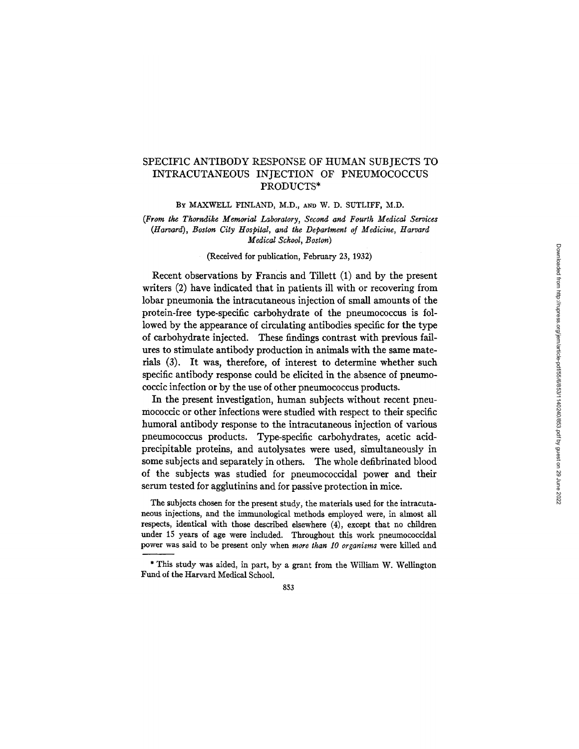# SPECIFIC ANTIBODY RESPONSE OF HUMAN SUBJECTS TO INTRACUTANEOUS INJECTION OF PNEUMOCOCCUS PRODUCTS*

BY MAXWELL FINLAND, M.D., AND W. D. SUTLIFF, M.D.

*(From the Thorndike Memorial Laboratory, Second and Fourth Medical Services (Harvard), Boston City Hospital, and the Department of Medicine, Harvard Medical School, Boston)*

(Received for publication, February 23, 1932)

Recent observations by Francis and Tillett (1) and by the present writers (2) have indicated that in patients ill with or recovering from lobar pneumonia the intracutaneous injection of small amounts of the protein-free type-specific carbohydrate of the pneumococcus is followed by the appearance of circulating antibodies specific for the type of carbohydrate injected. These findings contrast with previous failures to stimulate antibody production in animals with the same materials (3). It was, therefore, of interest to determine whether such specific antibody response could be elicited in the absence of pneumococcic infection or by the use of other pneumococcus products.

In the present investigation, human subjects without recent pneumococcic or other infections were studied with respect to their specific humoral antibody response to the intracutaneous injection of various pneumococcus products. Type-specific carbohydrates, acetic acid-precipitable proteins, and autolysates were used, simultaneously in some subjects and separately in others. The whole defibrinated blood of the subjects was studied for pneumococcidal power and their serum tested for agglutinins and for passive protection in mice.

The subjects chosen for the present study, the materials used for the intracutaneous injections, and the immunological methods employed were, in almost all respects, identical with those described elsewhere (4), except that no children under 15 years of age were included. Throughout this work pneumococcidal power was said to be present only when *more than 10 organisms* were killed and

* This study was aided, in part, by a grant from the William W. Wellington Fund of the Harvard Medical School.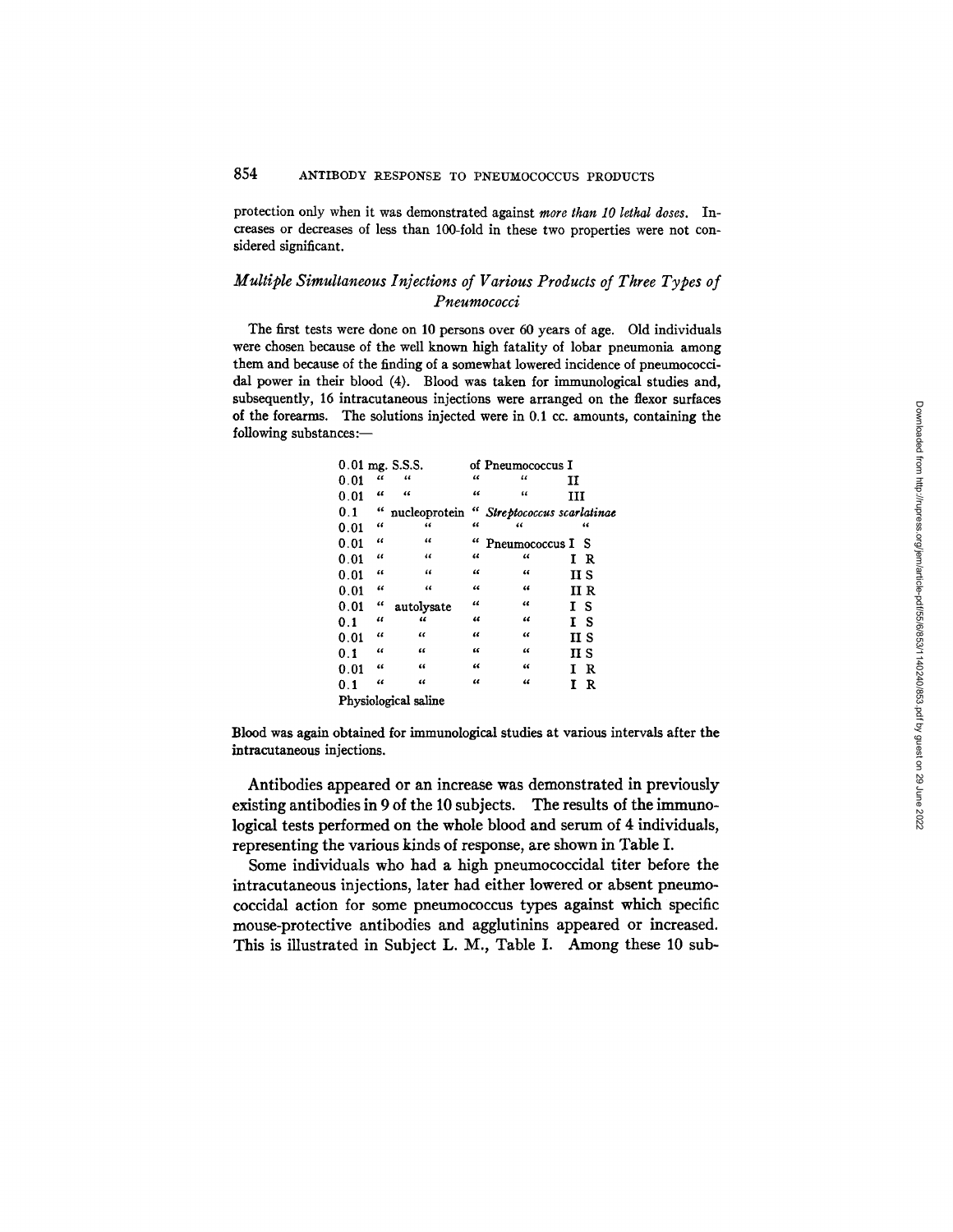protection only when it was demonstrated against *more than 10 lethal doses*. Increases or decreases of less than 100-fold in these two properties were not considered significant.

### *Multiple Simultaneous Injections of Various Products of Three Types of Pneumococci*

The first tests were done on 10 persons over 60 years of age. Old individuals were chosen because of the well known high fatality of lobar pneumonia among them and because of the finding of a somewhat lowered incidence of pneumococcidal power in their blood (4). Blood was taken for immunological studies and, subsequently, 16 intracutaneous injections were arranged on the flexor surfaces of the forearms. The solutions injected were in 0.1 cc. amounts, containing the following substances:—

| | | | | |
|---|---|---|---|---|
| 0.01 mg. | S.S.S. | of | Pneumococcus | I |
| 0.01 " | " | " | " | II |
| 0.01 " | " | " | " | III |
| 0.1 " | nucleoprotein | " | *Streptococcus scarlatinae* | |
| 0.01 " | " | " | " | " |
| 0.01 " | " | " | Pneumococcus | I S |
| 0.01 " | " | " | " | I R |
| 0.01 " | " | " | " | II S |
| 0.01 " | " | " | " | II R |
| 0.01 " | autolysate | " | " | I S |
| 0.1 " | " | " | " | I S |
| 0.01 " | " | " | " | II S |
| 0.1 " | " | " | " | II S |
| 0.01 " | " | " | " | I R |
| 0.1 " | " | " | " | I R |
| Physiological saline | | | | |

Blood was again obtained for immunological studies at various intervals after the intracutaneous injections.

Antibodies appeared or an increase was demonstrated in previously existing antibodies in 9 of the 10 subjects. The results of the immunological tests performed on the whole blood and serum of 4 individuals, representing the various kinds of response, are shown in Table I.

Some individuals who had a high pneumococcidal titer before the intracutaneous injections, later had either lowered or absent pneumococcidal action for some pneumococcus types against which specific mouse-protective antibodies and agglutinins appeared or increased. This is illustrated in Subject L. M., Table I. Among these 10 sub-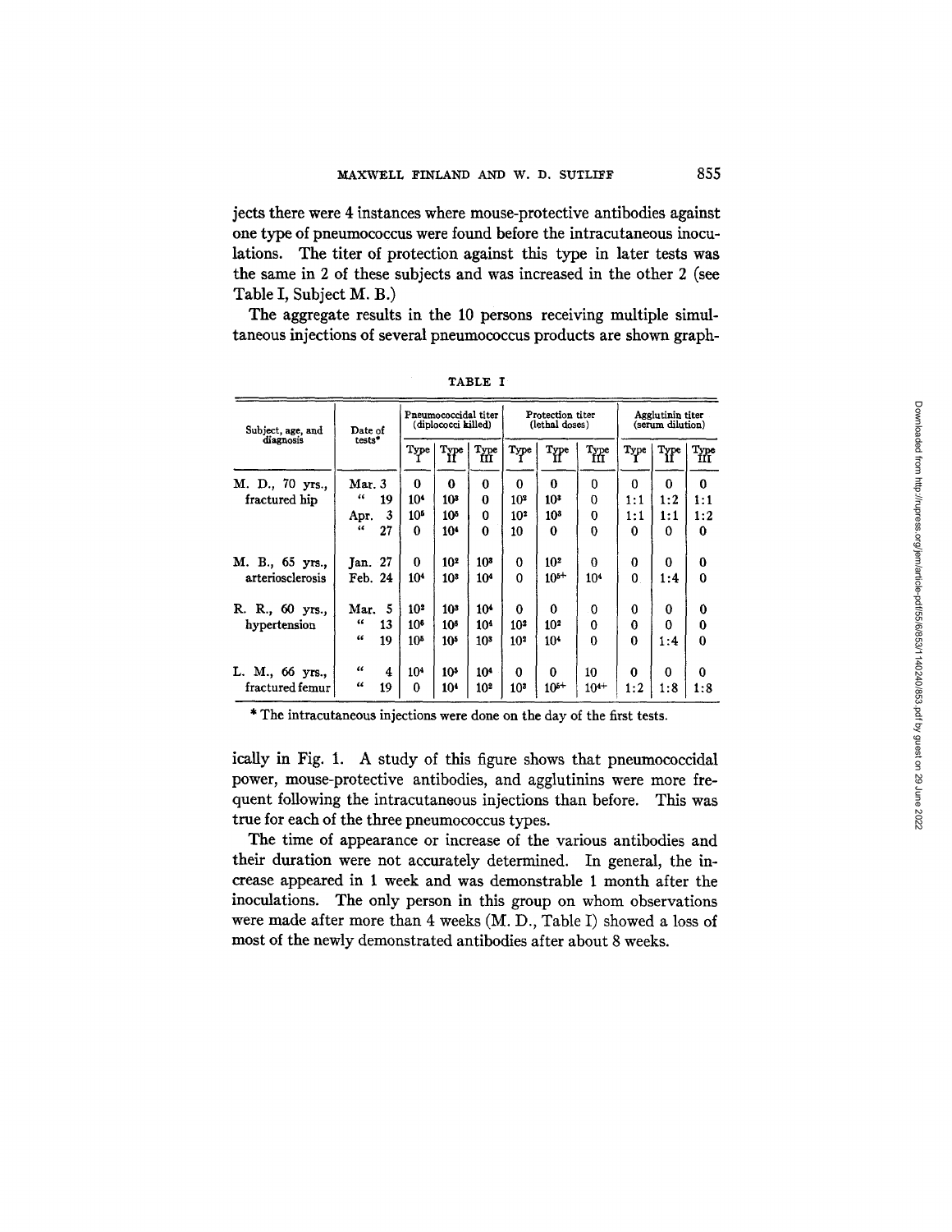jects there were 4 instances where mouse-protective antibodies against one type of pneumococcus were found before the intracutaneous inoculations. The titer of protection against this type in later tests was the same in 2 of these subjects and was increased in the other 2 (see Table I, Subject M. B.)

The aggregate results in the 10 persons receiving multiple simultaneous injections of several pneumococcus products are shown graphically in Fig. 1. A study of this figure shows that pneumococcidal power, mouse-protective antibodies, and agglutinins were more frequent following the intracutaneous injections than before. This was true for each of the three pneumococcus types.

TABLE I

| Subject, age, and diagnosis | Date of tests* | Pneumococcidal titer (diplococci killed) | | | Protection titer (lethal doses) | | | Agglutinin titer (serum dilution) | | |
|---|---|---|---|---|---|---|---|---|---|---|
| | | Type I | Type II | Type III | Type I | Type II | Type III | Type I | Type II | Type III |
| M. D., 70 yrs., fractured hip | Mar. 3 | 0 | 0 | 0 | 0 | 0 | 0 | 0 | 0 | 0 |
| | " 19 | $10^4$ | $10^3$ | 0 | $10^2$ | $10^3$ | 0 | 1:1 | 1:2 | 1:1 |
| | Apr. 3 | $10^5$ | $10^5$ | 0 | $10^2$ | $10^3$ | 0 | 1:1 | 1:1 | 1:2 |
| | " 27 | 0 | $10^4$ | 0 | 10 | 0 | 0 | 0 | 0 | 0 |
| M. B., 65 yrs., arteriosclerosis | Jan. 27 | 0 | $10^2$ | $10^3$ | 0 | $10^2$ | 0 | 0 | 0 | 0 |
| | Feb. 24 | $10^4$ | $10^3$ | $10^4$ | 0 | $10^{5+}$ | $10^4$ | 0 | 1:4 | 0 |
| R. R., 60 yrs., hypertension | Mar. 5 | $10^2$ | $10^3$ | $10^4$ | 0 | 0 | 0 | 0 | 0 | 0 |
| | " 13 | $10^6$ | $10^6$ | $10^4$ | $10^2$ | $10^2$ | 0 | 0 | 0 | 0 |
| | " 19 | $10^5$ | $10^5$ | $10^3$ | $10^2$ | $10^4$ | 0 | 0 | 1:4 | 0 |
| L. M., 66 yrs., fractured femur | " 4 | $10^4$ | $10^5$ | $10^4$ | 0 | 0 | 10 | 0 | 0 | 0 |
| | " 19 | 0 | $10^4$ | $10^2$ | $10^3$ | $10^{5+}$ | $10^{4+}$ | 1:2 | 1:8 | 1:8 |

\* The intracutaneous injections were done on the day of the first tests.

The time of appearance or increase of the various antibodies and their duration were not accurately determined. In general, the increase appeared in 1 week and was demonstrable 1 month after the inoculations. The only person in this group on whom observations were made after more than 4 weeks (M. D., Table I) showed a loss of most of the newly demonstrated antibodies after about 8 weeks.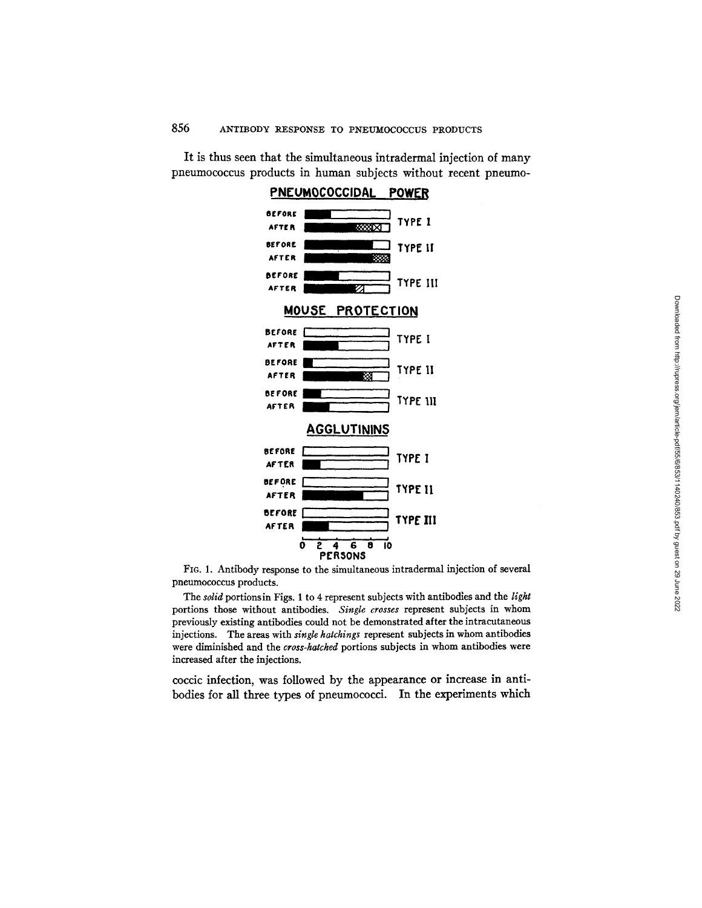It is thus seen that the simultaneous intradermal injection of many pneumococcus products in human subjects without recent pneumo-

FIG. 1. Antibody response to the simultaneous intradermal injection of several pneumococcus products.

The *solid* portions in Figs. 1 to 4 represent subjects with antibodies and the *light* portions those without antibodies. *Single crosses* represent subjects in whom previously existing antibodies could not be demonstrated after the intracutaneous injections. The areas with *single hatchings* represent subjects in whom antibodies were diminished and the *cross-hatched* portions subjects in whom antibodies were increased after the injections.

coccic infection, was followed by the appearance or increase in antibodies for all three types of pneumococci. In the experiments which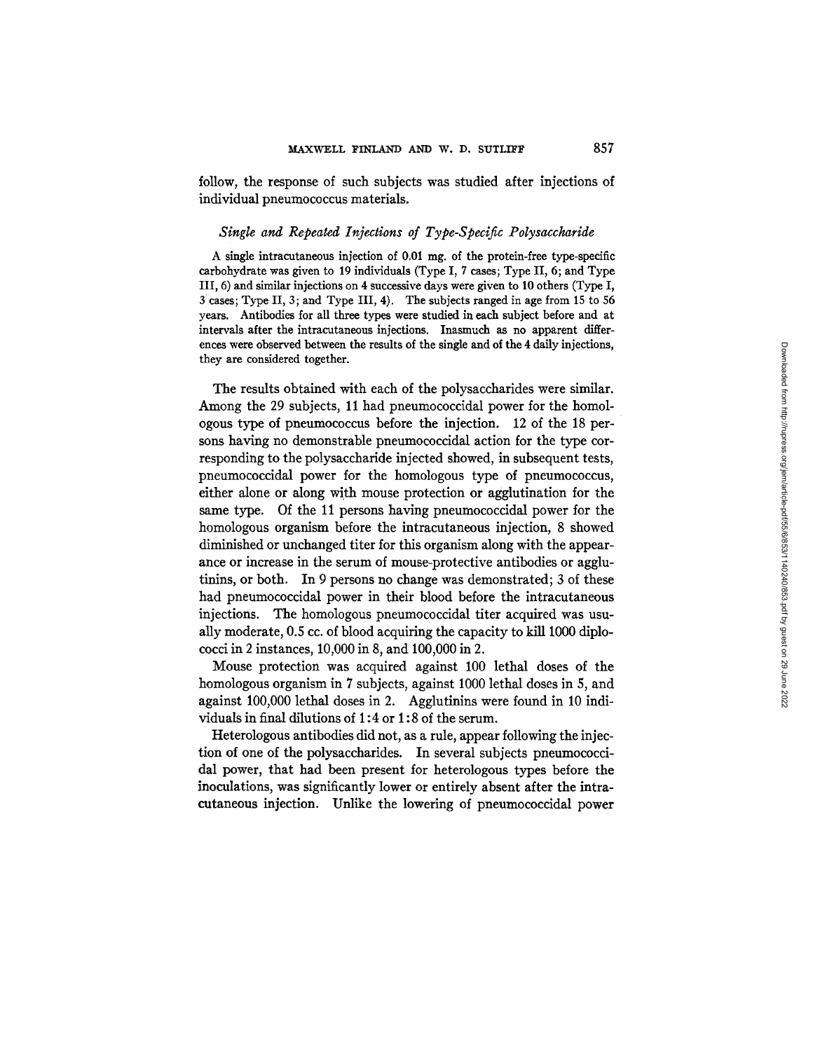follow, the response of such subjects was studied after injections of individual pneumococcus materials.

### *Single and Repeated Injections of Type-Specific Polysaccharide*

A single intracutaneous injection of 0.01 mg. of the protein-free type-specific carbohydrate was given to 19 individuals (Type I, 7 cases; Type II, 6; and Type III, 6) and similar injections on 4 successive days were given to 10 others (Type I, 3 cases; Type II, 3; and Type III, 4). The subjects ranged in age from 15 to 56 years. Antibodies for all three types were studied in each subject before and at intervals after the intracutaneous injections. Inasmuch as no apparent differences were observed between the results of the single and of the 4 daily injections, they are considered together.

The results obtained with each of the polysaccharides were similar. Among the 29 subjects, 11 had pneumococcidal power for the homologous type of pneumococcus before the injection. 12 of the 18 persons having no demonstrable pneumococcidal action for the type corresponding to the polysaccharide injected showed, in subsequent tests, pneumococcidal power for the homologous type of pneumococcus, either alone or along with mouse protection or agglutination for the same type. Of the 11 persons having pneumococcidal power for the homologous organism before the intracutaneous injection, 8 showed diminished or unchanged titer for this organism along with the appearance or increase in the serum of mouse-protective antibodies or agglutinins, or both. In 9 persons no change was demonstrated; 3 of these had pneumococcidal power in their blood before the intracutaneous injections. The homologous pneumococcidal titer acquired was usually moderate, 0.5 cc. of blood acquiring the capacity to kill 1000 diplococci in 2 instances, 10,000 in 8, and 100,000 in 2.

Mouse protection was acquired against 100 lethal doses of the homologous organism in 7 subjects, against 1000 lethal doses in 5, and against 100,000 lethal doses in 2. Agglutinins were found in 10 individuals in final dilutions of 1:4 or 1:8 of the serum.

Heterologous antibodies did not, as a rule, appear following the injection of one of the polysaccharides. In several subjects pneumococcidal power, that had been present for heterologous types before the inoculations, was significantly lower or entirely absent after the intracutaneous injection. Unlike the lowering of pneumococcidal power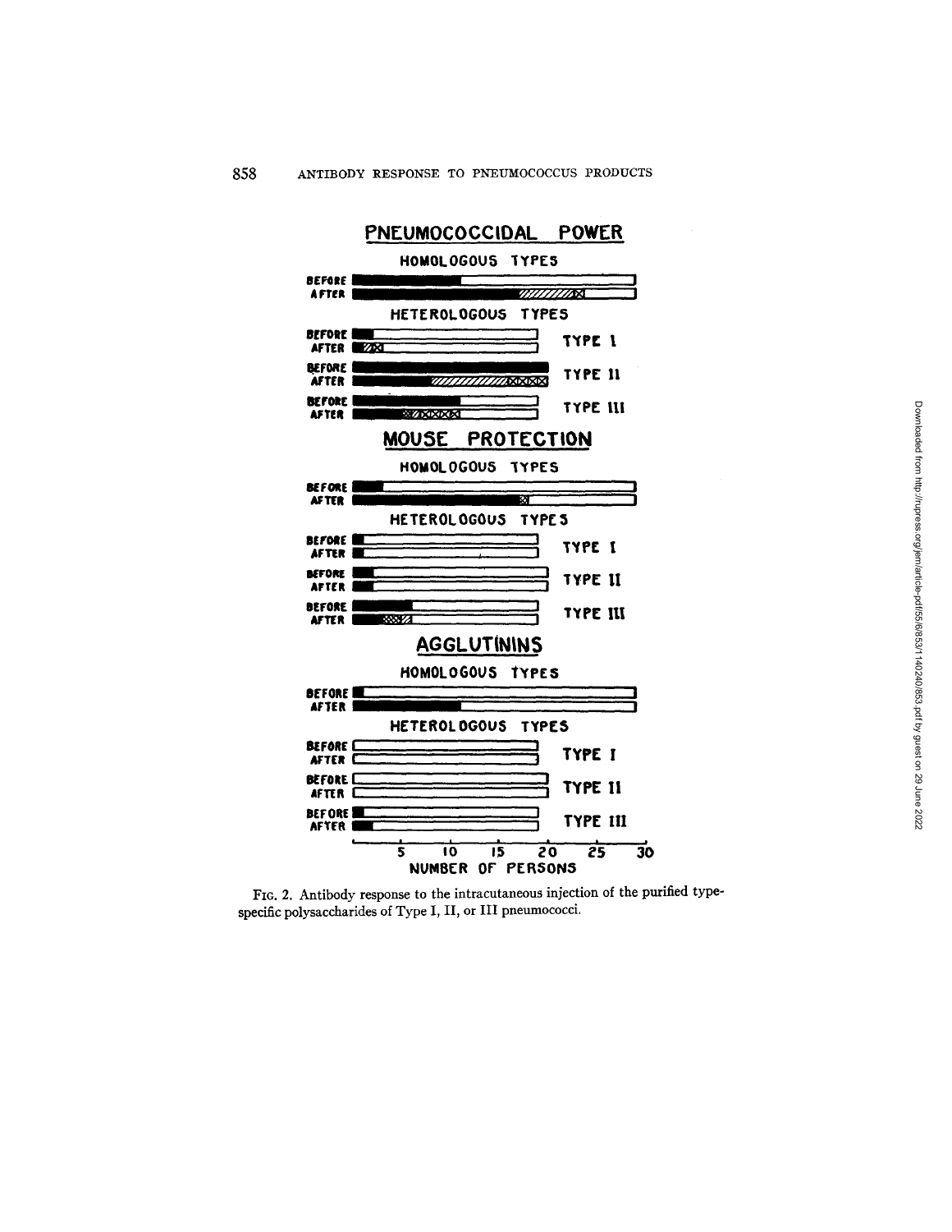PNEUMOCOCCIDAL POWER

HOMOLOGOUS TYPES

BEFORE
AFTER

HETEROLOGOUS TYPES

BEFORE
AFTER
TYPE I

BEFORE
AFTER
TYPE II

BEFORE
AFTER
TYPE III

MOUSE PROTECTION

HOMOLOGOUS TYPES

BEFORE
AFTER

HETEROLOGOUS TYPES

BEFORE
AFTER
TYPE I

BEFORE
AFTER
TYPE II

BEFORE
AFTER
TYPE III

AGGLUTININS

HOMOLOGOUS TYPES

BEFORE
AFTER

HETEROLOGOUS TYPES

BEFORE
AFTER
TYPE I

BEFORE
AFTER
TYPE II

BEFORE
AFTER
TYPE III

5 10 15 20 25 30

NUMBER OF PERSONS

FIG. 2. Antibody response to the intracutaneous injection of the purified type-specific polysaccharides of Type I, II, or III pneumococci.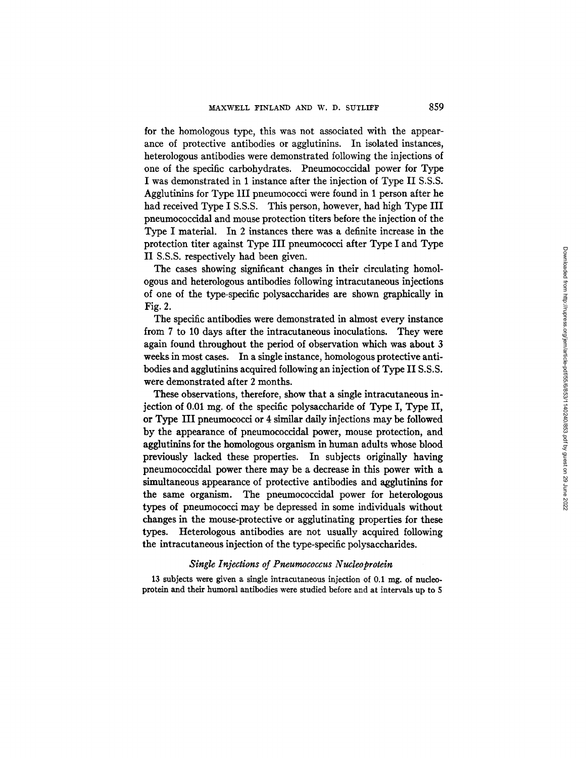for the homologous type, this was not associated with the appearance of protective antibodies or agglutinins. In isolated instances, heterologous antibodies were demonstrated following the injections of one of the specific carbohydrates. Pneumococcidal power for Type I was demonstrated in 1 instance after the injection of Type II S.S.S. Agglutinins for Type III pneumococci were found in 1 person after he had received Type I S.S.S. This person, however, had high Type III pneumococcidal and mouse protection titers before the injection of the Type I material. In 2 instances there was a definite increase in the protection titer against Type III pneumococci after Type I and Type II S.S.S. respectively had been given.

The cases showing significant changes in their circulating homologous and heterologous antibodies following intracutaneous injections of one of the type-specific polysaccharides are shown graphically in Fig. 2.

The specific antibodies were demonstrated in almost every instance from 7 to 10 days after the intracutaneous inoculations. They were again found throughout the period of observation which was about 3 weeks in most cases. In a single instance, homologous protective antibodies and agglutinins acquired following an injection of Type II S.S.S. were demonstrated after 2 months.

These observations, therefore, show that a single intracutaneous injection of 0.01 mg. of the specific polysaccharide of Type I, Type II, or Type III pneumococci or 4 similar daily injections may be followed by the appearance of pneumococcidal power, mouse protection, and agglutinins for the homologous organism in human adults whose blood previously lacked these properties. In subjects originally having pneumococcidal power there may be a decrease in this power with a simultaneous appearance of protective antibodies and agglutinins for the same organism. The pneumococcidal power for heterologous types of pneumococci may be depressed in some individuals without changes in the mouse-protective or agglutinating properties for these types. Heterologous antibodies are not usually acquired following the intracutaneous injection of the type-specific polysaccharides.

### *Single Injections of Pneumococcus Nucleoprotein*

13 subjects were given a single intracutaneous injection of 0.1 mg. of nucleoprotein and their humoral antibodies were studied before and at intervals up to 5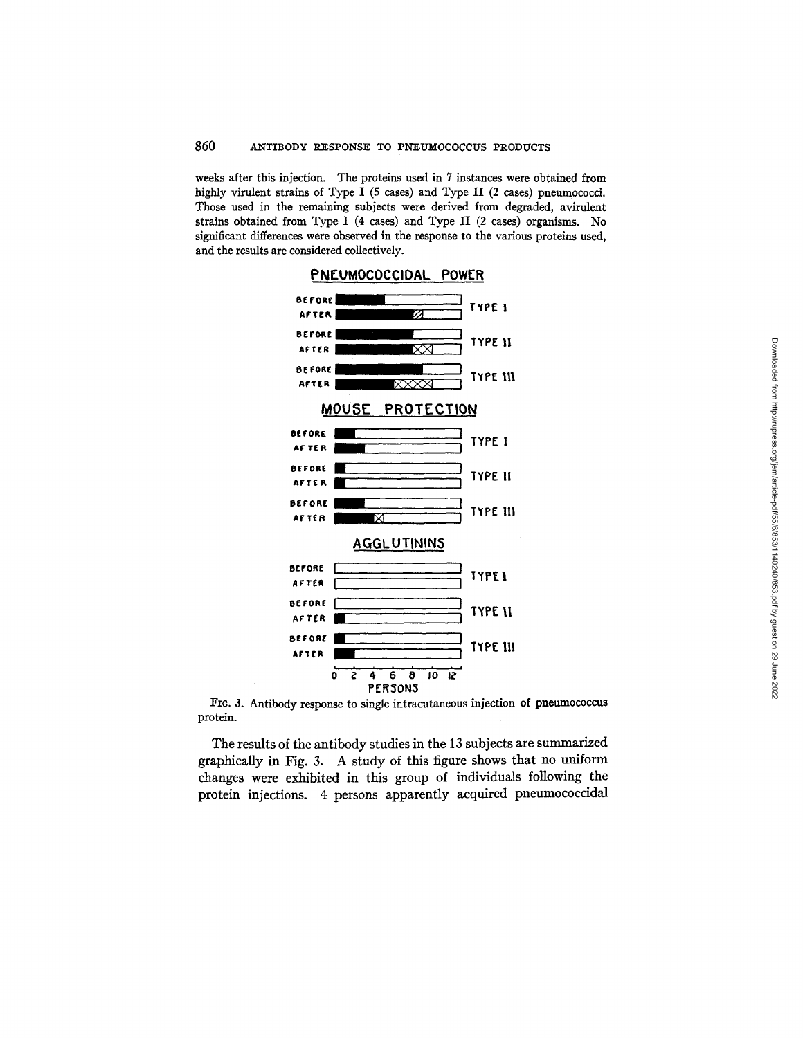weeks after this injection. The proteins used in 7 instances were obtained from highly virulent strains of Type I (5 cases) and Type II (2 cases) pneumococci. Those used in the remaining subjects were derived from degraded, avirulent strains obtained from Type I (4 cases) and Type II (2 cases) organisms. No significant differences were observed in the response to the various proteins used, and the results are considered collectively.

FIG. 3. Antibody response to single intracutaneous injection of pneumococcus protein.

The results of the antibody studies in the 13 subjects are summarized graphically in Fig. 3. A study of this figure shows that no uniform changes were exhibited in this group of individuals following the protein injections. 4 persons apparently acquired pneumococcidal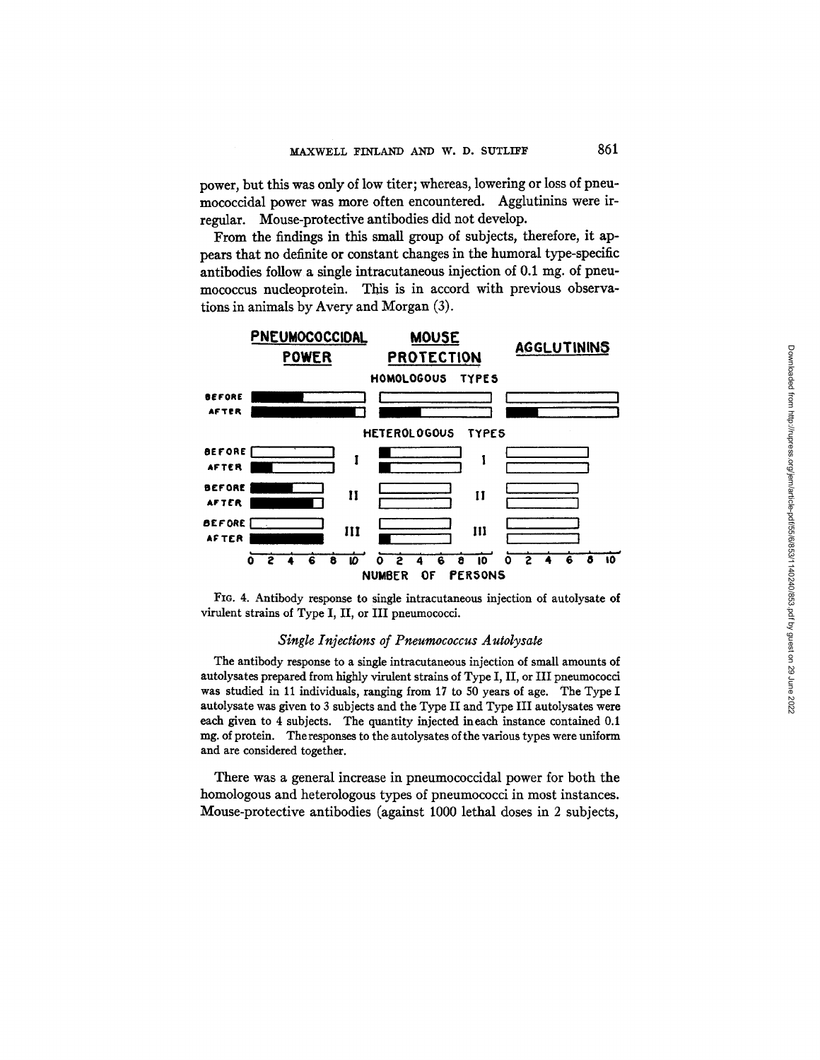power, but this was only of low titer; whereas, lowering or loss of pneumococcidal power was more often encountered. Agglutinins were irregular. Mouse-protective antibodies did not develop.

From the findings in this small group of subjects, therefore, it appears that no definite or constant changes in the humoral type-specific antibodies follow a single intracutaneous injection of 0.1 mg. of pneumococcus nucleoprotein. This is in accord with previous observations in animals by Avery and Morgan (3).

FIG. 4. Antibody response to single intracutaneous injection of autolysate of virulent strains of Type I, II, or III pneumococci.

### *Single Injections of Pneumococcus Autolysate*

The antibody response to a single intracutaneous injection of small amounts of autolysates prepared from highly virulent strains of Type I, II, or III pneumococci was studied in 11 individuals, ranging from 17 to 50 years of age. The Type I autolysate was given to 3 subjects and the Type II and Type III autolysates were each given to 4 subjects. The quantity injected in each instance contained 0.1 mg. of protein. The responses to the autolysates of the various types were uniform and are considered together.

There was a general increase in pneumococcidal power for both the homologous and heterologous types of pneumococci in most instances. Mouse-protective antibodies (against 1000 lethal doses in 2 subjects,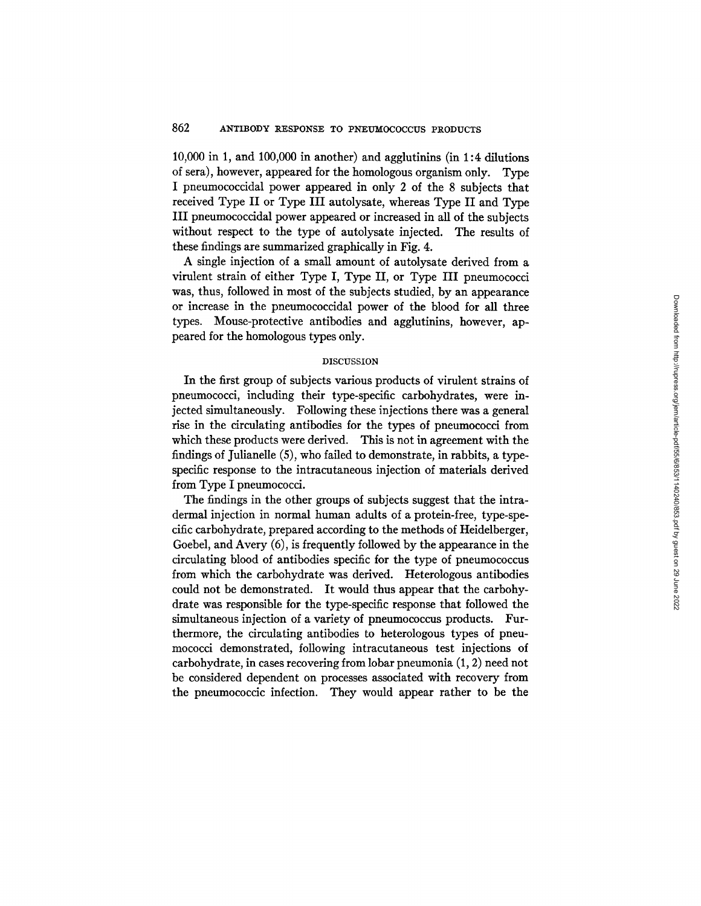10,000 in 1, and 100,000 in another) and agglutinins (in 1:4 dilutions of sera), however, appeared for the homologous organism only. Type I pneumococcidal power appeared in only 2 of the 8 subjects that received Type II or Type III autolysate, whereas Type II and Type III pneumococcidal power appeared or increased in all of the subjects without respect to the type of autolysate injected. The results of these findings are summarized graphically in Fig. 4.

A single injection of a small amount of autolysate derived from a virulent strain of either Type I, Type II, or Type III pneumococci was, thus, followed in most of the subjects studied, by an appearance or increase in the pneumococcidal power of the blood for all three types. Mouse-protective antibodies and agglutinins, however, appeared for the homologous types only.

## DISCUSSION

In the first group of subjects various products of virulent strains of pneumococci, including their type-specific carbohydrates, were injected simultaneously. Following these injections there was a general rise in the circulating antibodies for the types of pneumococci from which these products were derived. This is not in agreement with the findings of Julianelle (5), who failed to demonstrate, in rabbits, a type-specific response to the intracutaneous injection of materials derived from Type I pneumococci.

The findings in the other groups of subjects suggest that the intradermal injection in normal human adults of a protein-free, type-specific carbohydrate, prepared according to the methods of Heidelberger, Goebel, and Avery (6), is frequently followed by the appearance in the circulating blood of antibodies specific for the type of pneumococcus from which the carbohydrate was derived. Heterologous antibodies could not be demonstrated. It would thus appear that the carbohydrate was responsible for the type-specific response that followed the simultaneous injection of a variety of pneumococcus products. Furthermore, the circulating antibodies to heterologous types of pneumococci demonstrated, following intracutaneous test injections of carbohydrate, in cases recovering from lobar pneumonia (1, 2) need not be considered dependent on processes associated with recovery from the pneumococcic infection. They would appear rather to be the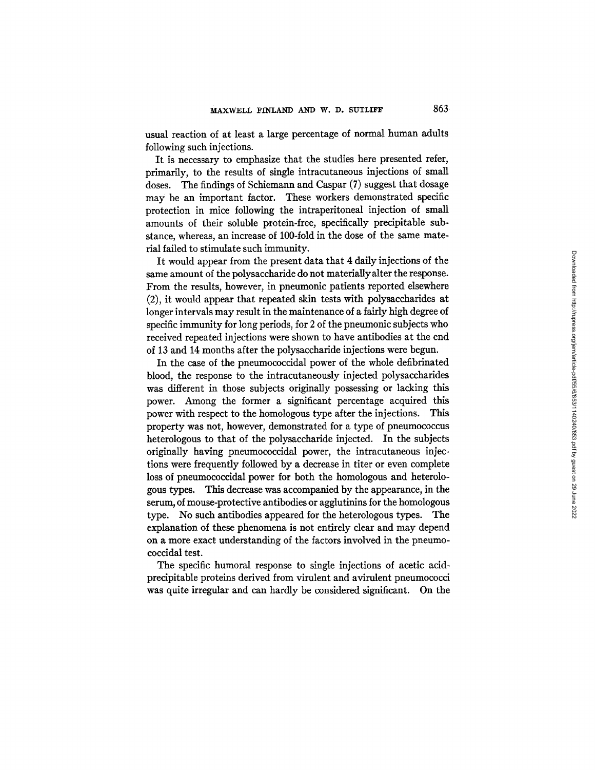usual reaction of at least a large percentage of normal human adults following such injections.

It is necessary to emphasize that the studies here presented refer, primarily, to the results of single intracutaneous injections of small doses. The findings of Schiemann and Caspar (7) suggest that dosage may be an important factor. These workers demonstrated specific protection in mice following the intraperitoneal injection of small amounts of their soluble protein-free, specifically precipitable substance, whereas, an increase of 100-fold in the dose of the same material failed to stimulate such immunity.

It would appear from the present data that 4 daily injections of the same amount of the polysaccharide do not materially alter the response. From the results, however, in pneumonic patients reported elsewhere (2), it would appear that repeated skin tests with polysaccharides at longer intervals may result in the maintenance of a fairly high degree of specific immunity for long periods, for 2 of the pneumonic subjects who received repeated injections were shown to have antibodies at the end of 13 and 14 months after the polysaccharide injections were begun.

In the case of the pneumococcidal power of the whole defibrinated blood, the response to the intracutaneously injected polysaccharides was different in those subjects originally possessing or lacking this power. Among the former a significant percentage acquired this power with respect to the homologous type after the injections. This property was not, however, demonstrated for a type of pneumococcus heterologous to that of the polysaccharide injected. In the subjects originally having pneumococcidal power, the intracutaneous injections were frequently followed by a decrease in titer or even complete loss of pneumococcidal power for both the homologous and heterologous types. This decrease was accompanied by the appearance, in the serum, of mouse-protective antibodies or agglutinins for the homologous type. No such antibodies appeared for the heterologous types. The explanation of these phenomena is not entirely clear and may depend on a more exact understanding of the factors involved in the pneumococcidal test.

The specific humoral response to single injections of acetic acid-precipitable proteins derived from virulent and avirulent pneumococci was quite irregular and can hardly be considered significant. On the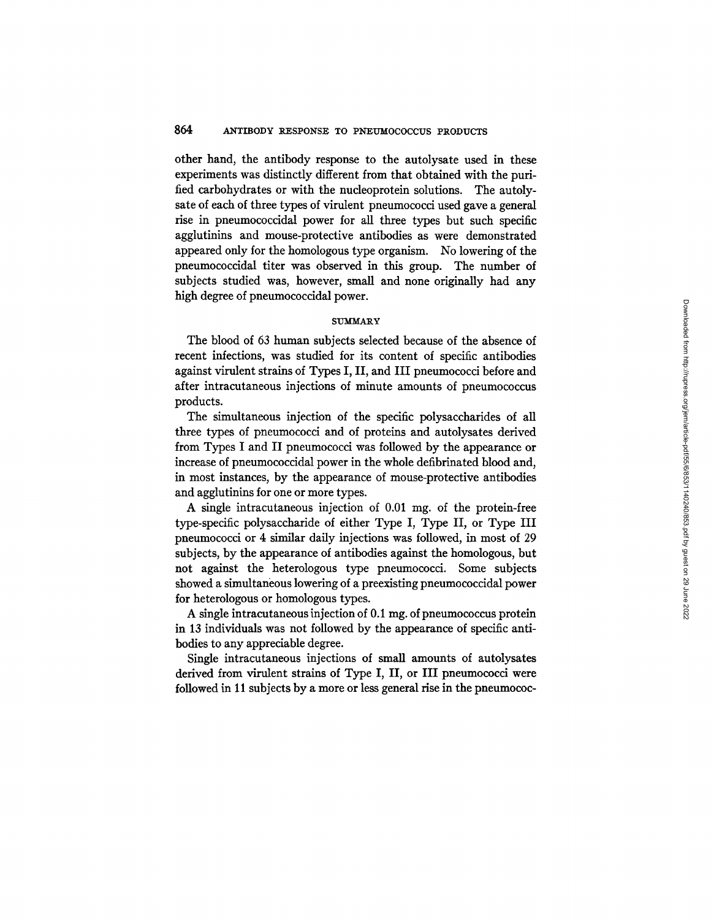other hand, the antibody response to the autolysate used in these experiments was distinctly different from that obtained with the purified carbohydrates or with the nucleoprotein solutions. The autolysate of each of three types of virulent pneumococci used gave a general rise in pneumococcidal power for all three types but such specific agglutinins and mouse-protective antibodies as were demonstrated appeared only for the homologous type organism. No lowering of the pneumococcidal titer was observed in this group. The number of subjects studied was, however, small and none originally had any high degree of pneumococcidal power.

## SUMMARY

The blood of 63 human subjects selected because of the absence of recent infections, was studied for its content of specific antibodies against virulent strains of Types I, II, and III pneumococci before and after intracutaneous injections of minute amounts of pneumococcus products.

The simultaneous injection of the specific polysaccharides of all three types of pneumococci and of proteins and autolysates derived from Types I and II pneumococci was followed by the appearance or increase of pneumococcidal power in the whole defibrinated blood and, in most instances, by the appearance of mouse-protective antibodies and agglutinins for one or more types.

A single intracutaneous injection of 0.01 mg. of the protein-free type-specific polysaccharide of either Type I, Type II, or Type III pneumococci or 4 similar daily injections was followed, in most of 29 subjects, by the appearance of antibodies against the homologous, but not against the heterologous type pneumococci. Some subjects showed a simultaneous lowering of a preexisting pneumococcidal power for heterologous or homologous types.

A single intracutaneous injection of 0.1 mg. of pneumococcus protein in 13 individuals was not followed by the appearance of specific antibodies to any appreciable degree.

Single intracutaneous injections of small amounts of autolysates derived from virulent strains of Type I, II, or III pneumococci were followed in 11 subjects by a more or less general rise in the pneumococ-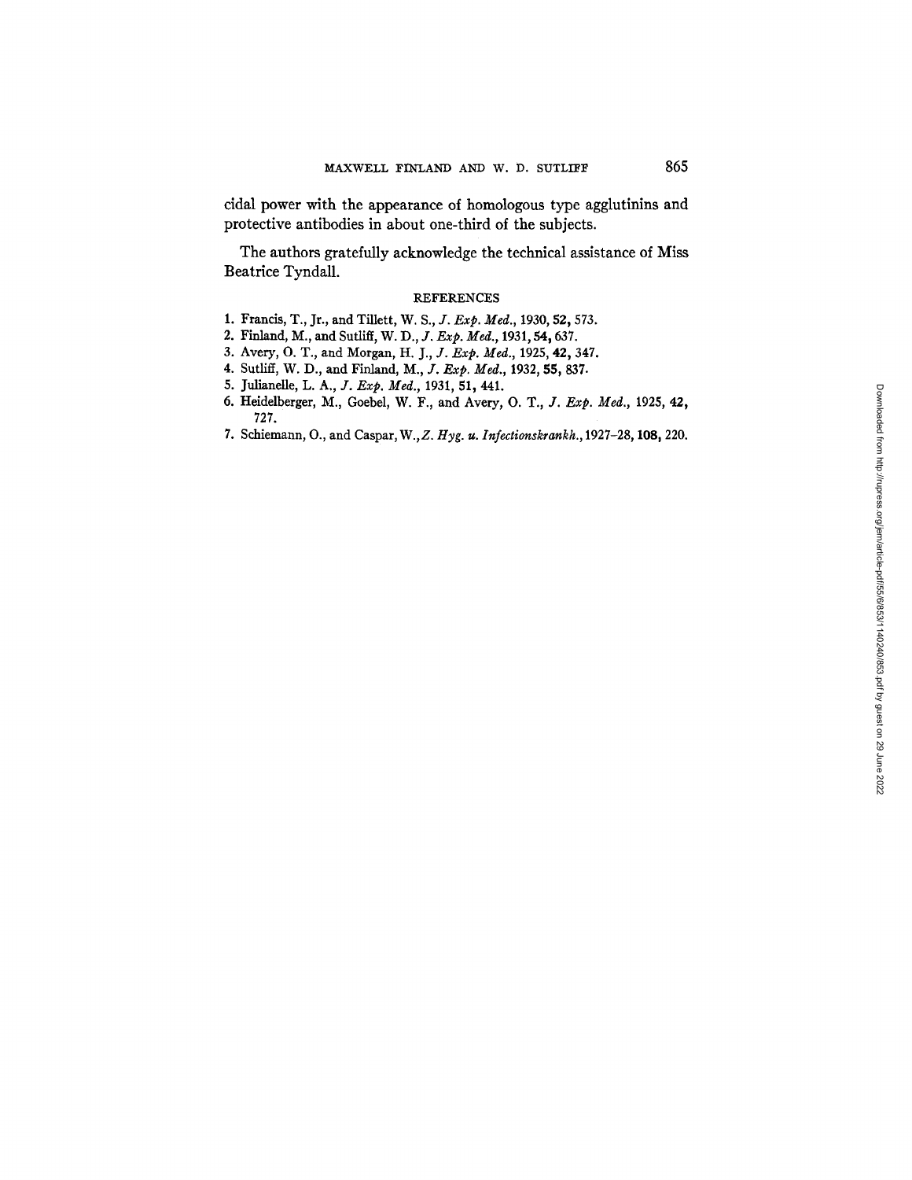cidal power with the appearance of homologous type agglutinins and protective antibodies in about one-third of the subjects.

The authors gratefully acknowledge the technical assistance of Miss Beatrice Tyndall.

## REFERENCES

1. Francis, T., Jr., and Tillett, W. S., *J. Exp. Med.*, 1930, **52,** 573.
2. Finland, M., and Sutliff, W. D., *J. Exp. Med.*, 1931, **54,** 637.
3. Avery, O. T., and Morgan, H. J., *J. Exp. Med.*, 1925, **42,** 347.
4. Sutliff, W. D., and Finland, M., *J. Exp. Med.*, 1932, **55,** 837.
5. Julianelle, L. A., *J. Exp. Med.*, 1931, **51,** 441.
6. Heidelberger, M., Goebel, W. F., and Avery, O. T., *J. Exp. Med.*, 1925, **42,** 727.
7. Schiemann, O., and Caspar, W., *Z. Hyg. u. Infectionskrankh.*, 1927–28, **108,** 220.